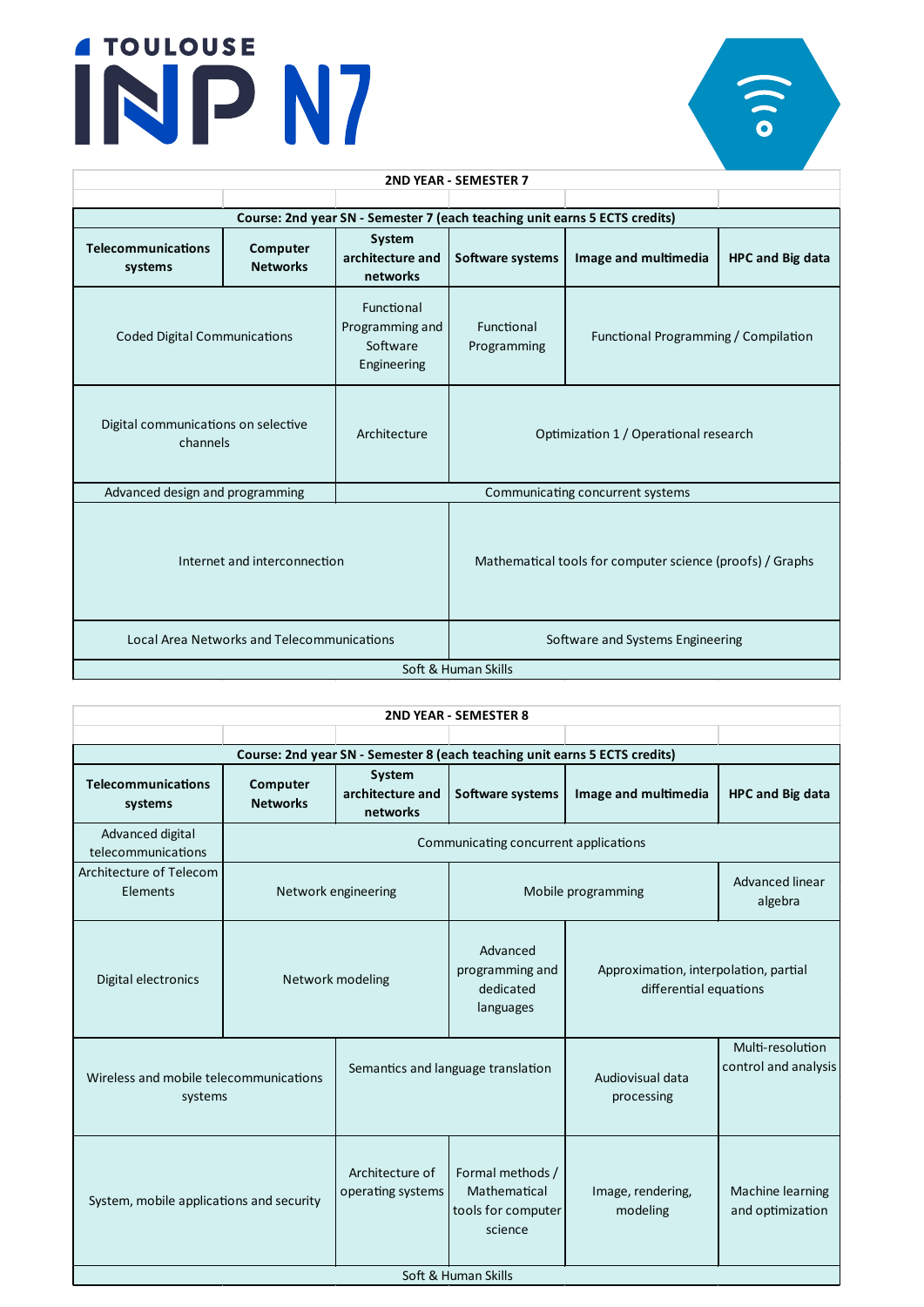# TOULOUSE INP N7

## 2ND YEAR - SEMESTER 7

**Course: 2nd year SN - Semester 7 (each teaching unit earns 5 ECTS credits)**

| Telecommunications systems | Computer Networks | System architecture and networks | Software systems | Image and multimedia | HPC and Big data |
|---|---|---|---|---|---|
| Coded Digital Communications | | Functional Programming and Software Engineering | Functional Programming | Functional Programming / Compilation | |
| Digital communications on selective channels | | Architecture | Optimization 1 / Operational research | | |
| Advanced design and programming | | Communicating concurrent systems | | | |
| Internet and interconnection | | | Mathematical tools for computer science (proofs) / Graphs | | |
| Local Area Networks and Telecommunications | | | Software and Systems Engineering | | |
| Soft & Human Skills | | | | | |

## 2ND YEAR - SEMESTER 8

**Course: 2nd year SN - Semester 8 (each teaching unit earns 5 ECTS credits)**

| Telecommunications systems | Computer Networks | System architecture and networks | Software systems | Image and multimedia | HPC and Big data |
|---|---|---|---|---|---|
| Advanced digital telecommunications | Communicating concurrent applications | | | | |
| Architecture of Telecom Elements | Network engineering | | Mobile programming | | Advanced linear algebra |
| Digital electronics | Network modeling | | Advanced programming and dedicated languages | Approximation, interpolation, partial differential equations | |
| Wireless and mobile telecommunications systems | | Semantics and language translation | | Audiovisual data processing | Multi-resolution control and analysis |
| System, mobile applications and security | | Architecture of operating systems | Formal methods / Mathematical tools for computer science | Image, rendering, modeling | Machine learning and optimization |
| Soft & Human Skills | | | | | |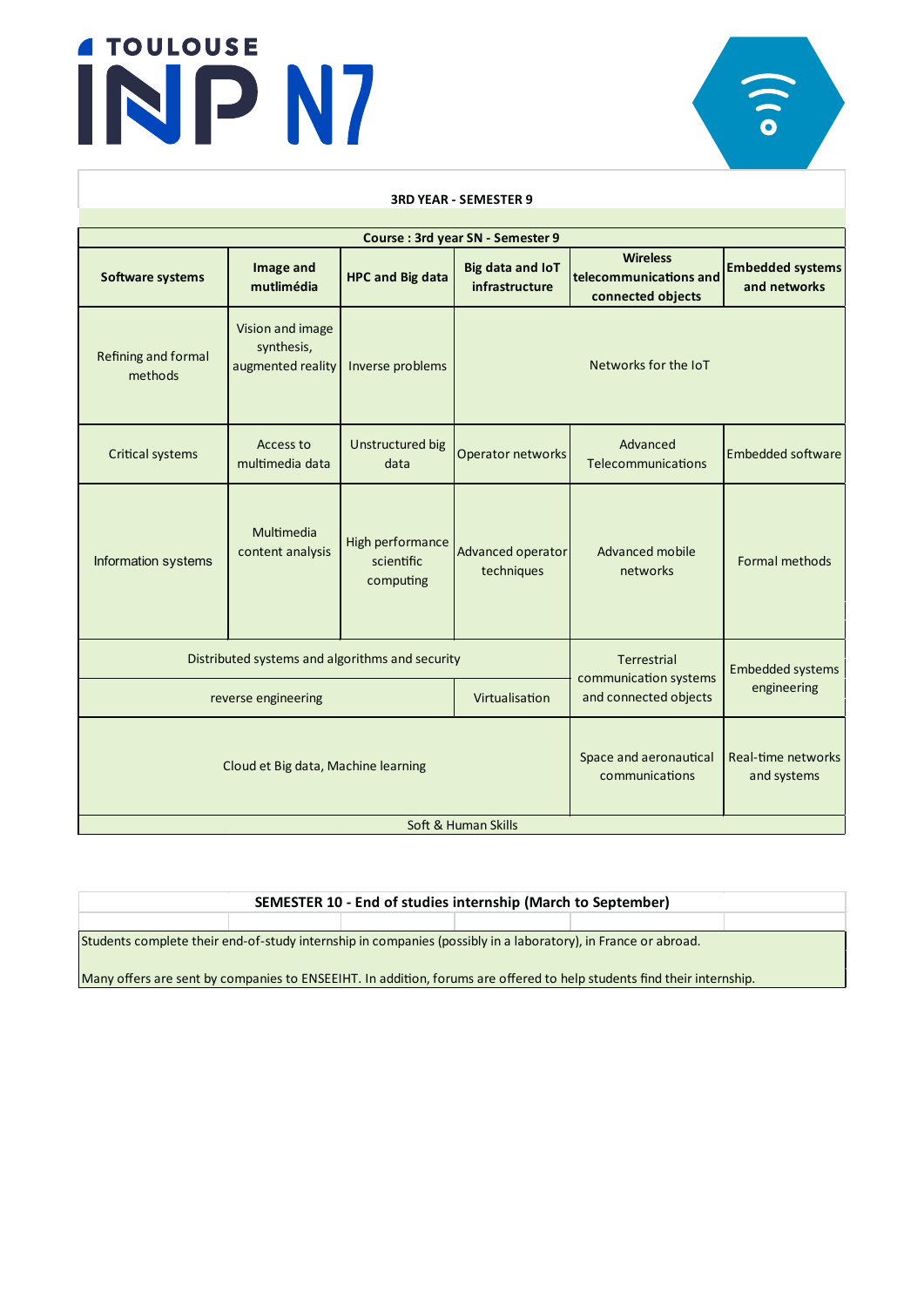**3RD YEAR - SEMESTER 9**

| Course : 3rd year SN - Semester 9 | | | | | |
|---|---|---|---|---|---|
| **Software systems** | **Image and mutlimédia** | **HPC and Big data** | **Big data and IoT infrastructure** | **Wireless telecommunications and connected objects** | **Embedded systems and networks** |
| Refining and formal methods | Vision and image synthesis, augmented reality | Inverse problems | Networks for the IoT | | |
| Critical systems | Access to multimedia data | Unstructured big data | Operator networks | Advanced Telecommunications | Embedded software |
| Information systems | Multimedia content analysis | High performance scientific computing | Advanced operator techniques | Advanced mobile networks | Formal methods |
| Distributed systems and algorithms and security | | | | Terrestrial communication systems and connected objects | Embedded systems engineering |
| reverse engineering | | | Virtualisation | | |
| Cloud et Big data, Machine learning | | | | Space and aeronautical communications | Real-time networks and systems |
| Soft & Human Skills | | | | | |

**SEMESTER 10 - End of studies internship (March to September)**

Students complete their end-of-study internship in companies (possibly in a laboratory), in France or abroad.

Many offers are sent by companies to ENSEEIHT. In addition, forums are offered to help students find their internship.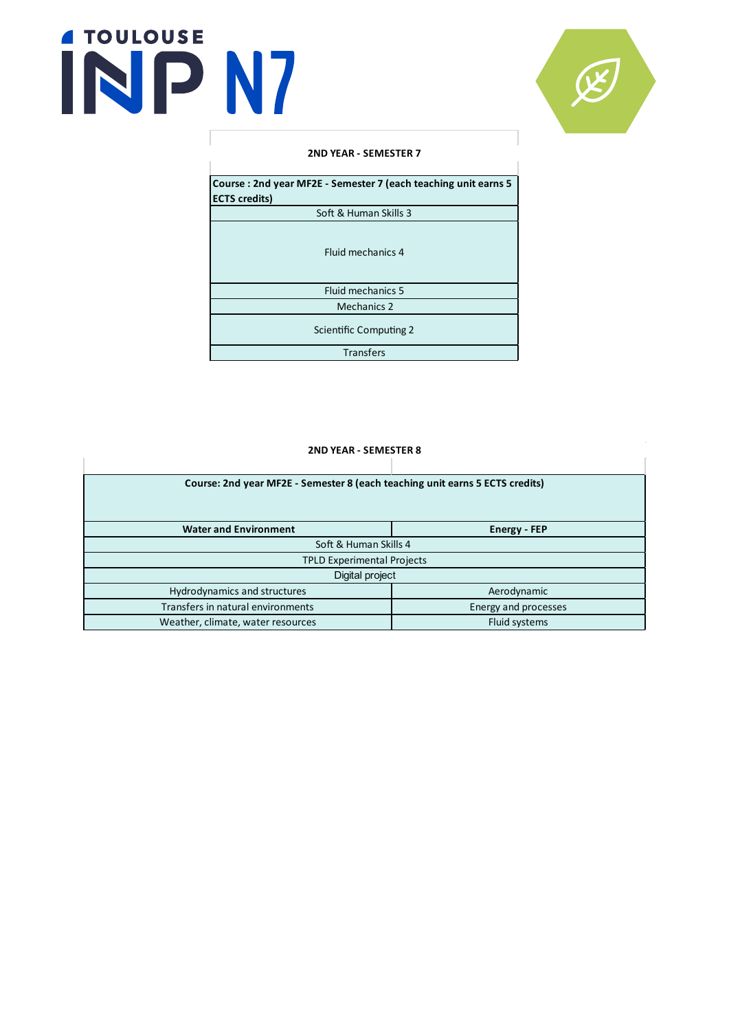## 2ND YEAR - SEMESTER 7

| Course : 2nd year MF2E - Semester 7 (each teaching unit earns 5 ECTS credits) |
|---|
| Soft & Human Skills 3 |
| Fluid mechanics 4 |
| Fluid mechanics 5 |
| Mechanics 2 |
| Scientific Computing 2 |
| Transfers |

## 2ND YEAR - SEMESTER 8

| Course: 2nd year MF2E - Semester 8 (each teaching unit earns 5 ECTS credits) | |
|---|---|
| **Water and Environment** | **Energy - FEP** |
| Soft & Human Skills 4 | |
| TPLD Experimental Projects | |
| Digital project | |
| Hydrodynamics and structures | Aerodynamic |
| Transfers in natural environments | Energy and processes |
| Weather, climate, water resources | Fluid systems |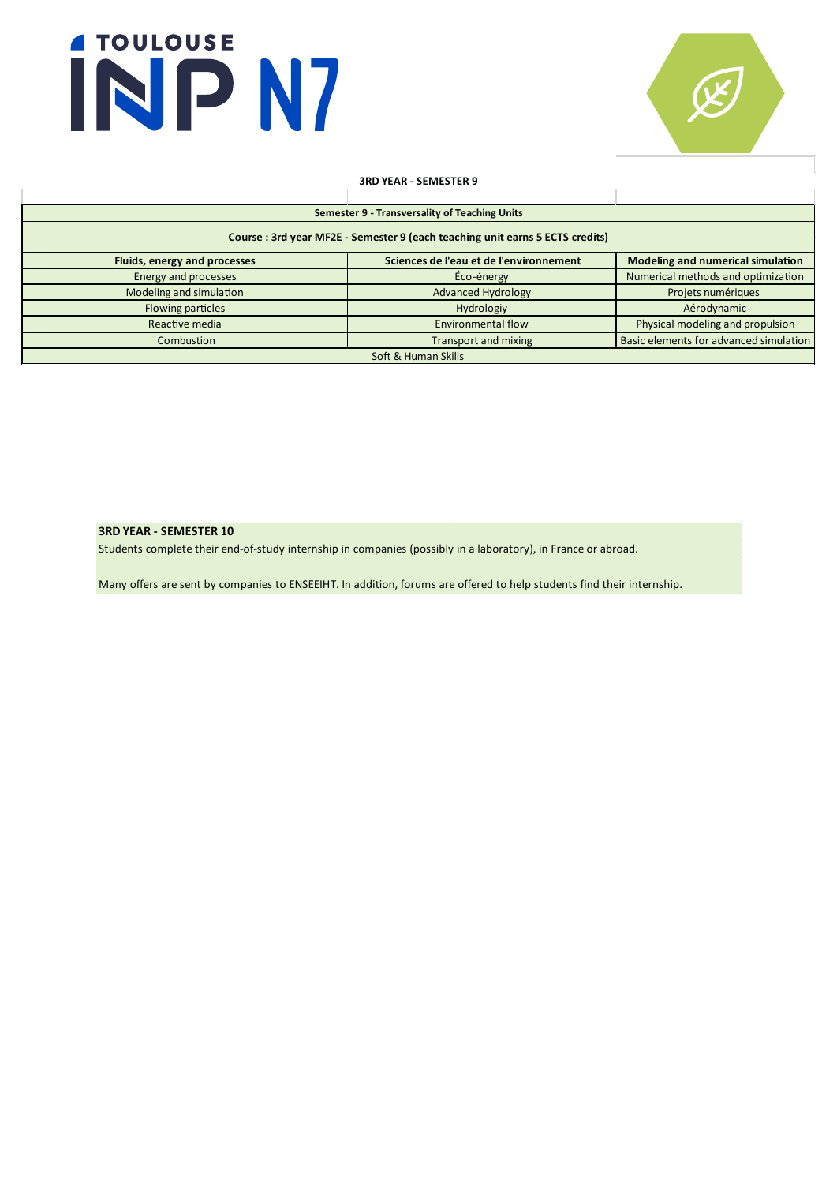**3RD YEAR - SEMESTER 9**

| Semester 9 - Transversality of Teaching Units | | |
|---|---|---|
| **Course : 3rd year MF2E - Semester 9 (each teaching unit earns 5 ECTS credits)** | | |
| **Fluids, energy and processes** | **Sciences de l'eau et de l'environnement** | **Modeling and numerical simulation** |
| Energy and processes | Éco-énergy | Numerical methods and optimization |
| Modeling and simulation | Advanced Hydrology | Projets numériques |
| Flowing particles | Hydrologiy | Aérodynamic |
| Reactive media | Environmental flow | Physical modeling and propulsion |
| Combustion | Transport and mixing | Basic elements for advanced simulation |
| Soft & Human Skills | | |

**3RD YEAR - SEMESTER 10**

Students complete their end-of-study internship in companies (possibly in a laboratory), in France or abroad.

Many offers are sent by companies to ENSEEIHT. In addition, forums are offered to help students find their internship.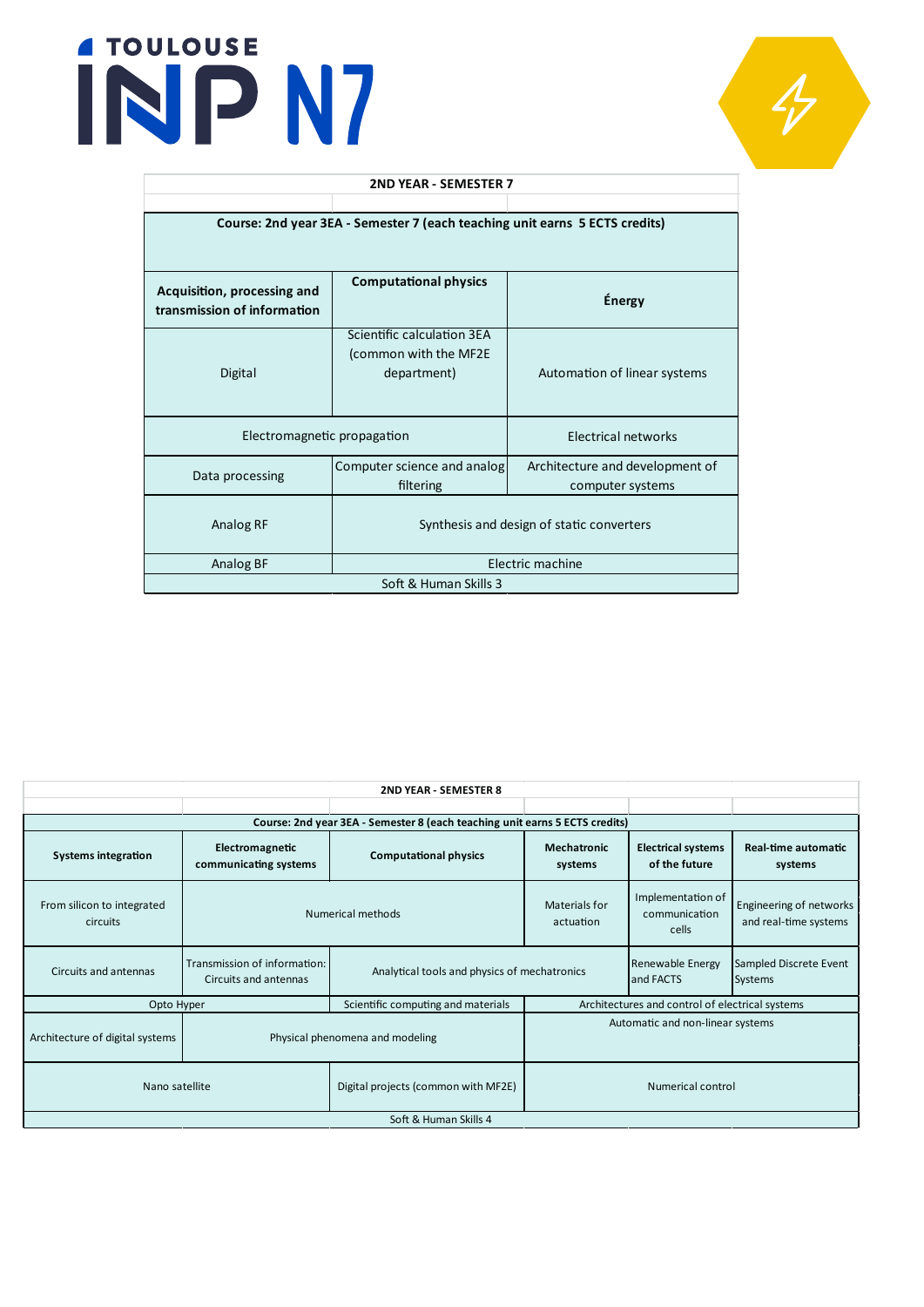| 2ND YEAR - SEMESTER 7 | | |
|---|---|---|
| **Course: 2nd year 3EA - Semester 7 (each teaching unit earns 5 ECTS credits)** | | |
| **Acquisition, processing and transmission of information** | **Computational physics** | **Énergy** |
| Digital | Scientific calculation 3EA (common with the MF2E department) | Automation of linear systems |
| Electromagnetic propagation | | Electrical networks |
| Data processing | Computer science and analog filtering | Architecture and development of computer systems |
| Analog RF | Synthesis and design of static converters | |
| Analog BF | Electric machine | |
| Soft & Human Skills 3 | | |

| 2ND YEAR - SEMESTER 8 | | | | | |
|---|---|---|---|---|---|
| **Course: 2nd year 3EA - Semester 8 (each teaching unit earns 5 ECTS credits)** | | | | | |
| **Systems integration** | **Electromagnetic communicating systems** | **Computational physics** | **Mechatronic systems** | **Electrical systems of the future** | **Real-time automatic systems** |
| From silicon to integrated circuits | Numerical methods | | Materials for actuation | Implementation of communication cells | Engineering of networks and real-time systems |
| Circuits and antennas | Transmission of information: Circuits and antennas | Analytical tools and physics of mechatronics | | Renewable Energy and FACTS | Sampled Discrete Event Systems |
| Opto Hyper | | Scientific computing and materials | Architectures and control of electrical systems | | |
| Architecture of digital systems | Physical phenomena and modeling | | Automatic and non-linear systems | | |
| Nano satellite | | Digital projects (common with MF2E) | Numerical control | | |
| Soft & Human Skills 4 | | | | | |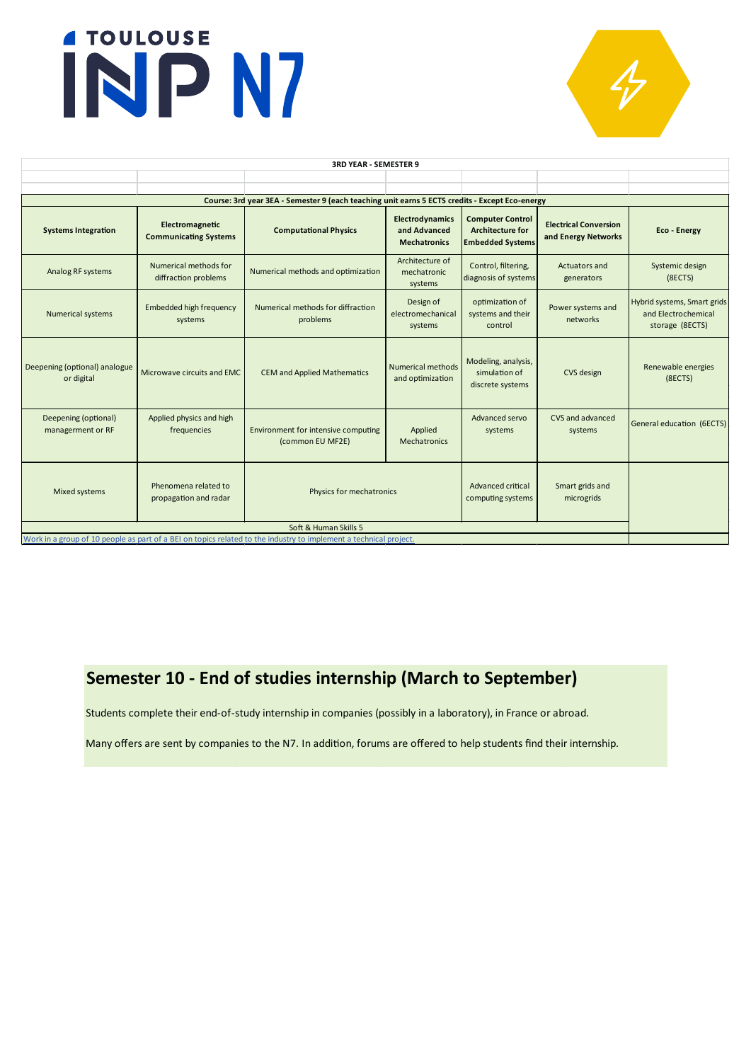**3RD YEAR - SEMESTER 9**

**Course: 3rd year 3EA - Semester 9 (each teaching unit earns 5 ECTS credits - Except Eco-energy**

| Systems Integration | Electromagnetic Communicating Systems | Computational Physics | Electrodynamics and Advanced Mechatronics | Computer Control Architecture for Embedded Systems | Electrical Conversion and Energy Networks | Eco - Energy |
|---|---|---|---|---|---|---|
| Analog RF systems | Numerical methods for diffraction problems | Numerical methods and optimization | Architecture of mechatronic systems | Control, filtering, diagnosis of systems | Actuators and generators | Systemic design (8ECTS) |
| Numerical systems | Embedded high frequency systems | Numerical methods for diffraction problems | Design of electromechanical systems | optimization of systems and their control | Power systems and networks | Hybrid systems, Smart grids and Electrochemical storage (8ECTS) |
| Deepening (optional) analogue or digital | Microwave circuits and EMC | CEM and Applied Mathematics | Numerical methods and optimization | Modeling, analysis, simulation of discrete systems | CVS design | Renewable energies (8ECTS) |
| Deepening (optional) managerment or RF | Applied physics and high frequencies | Environment for intensive computing (common EU MF2E) | Applied Mechatronics | Advanced servo systems | CVS and advanced systems | General education (6ECTS) |
| Mixed systems | Phenomena related to propagation and radar | Physics for mechatronics | | Advanced critical computing systems | Smart grids and microgrids | |
| Soft & Human Skills 5 | | | | | | |
| Work in a group of 10 people as part of a BEI on topics related to the industry to implement a technical project. | | | | | | |

## Semester 10 - End of studies internship (March to September)

Students complete their end-of-study internship in companies (possibly in a laboratory), in France or abroad.

Many offers are sent by companies to the N7. In addition, forums are offered to help students find their internship.